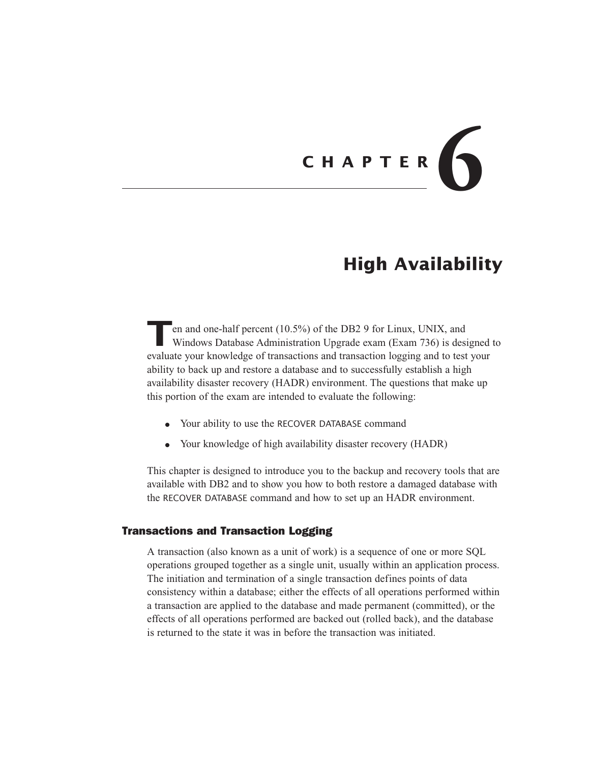# CHAPTER 6

# High Availability

Ten and one-half percent (10.5%) of the DB2 9 for Linux, UNIX, and Windows Database Administration Upgrade exam (Exam 736) is designed to evaluate your knowledge of transactions and transaction logging and to test your ability to back up and restore a database and to successfully establish a high availability disaster recovery (HADR) environment. The questions that make up this portion of the exam are intended to evaluate the following:

- Your ability to use the RECOVER DATABASE command
- Your knowledge of high availability disaster recovery (HADR)

This chapter is designed to introduce you to the backup and recovery tools that are available with DB2 and to show you how to both restore a damaged database with the RECOVER DATABASE command and how to set up an HADR environment.

## Transactions and Transaction Logging

A transaction (also known as a unit of work) is a sequence of one or more SQL operations grouped together as a single unit, usually within an application process. The initiation and termination of a single transaction defines points of data consistency within a database; either the effects of all operations performed within a transaction are applied to the database and made permanent (committed), or the effects of all operations performed are backed out (rolled back), and the database is returned to the state it was in before the transaction was initiated.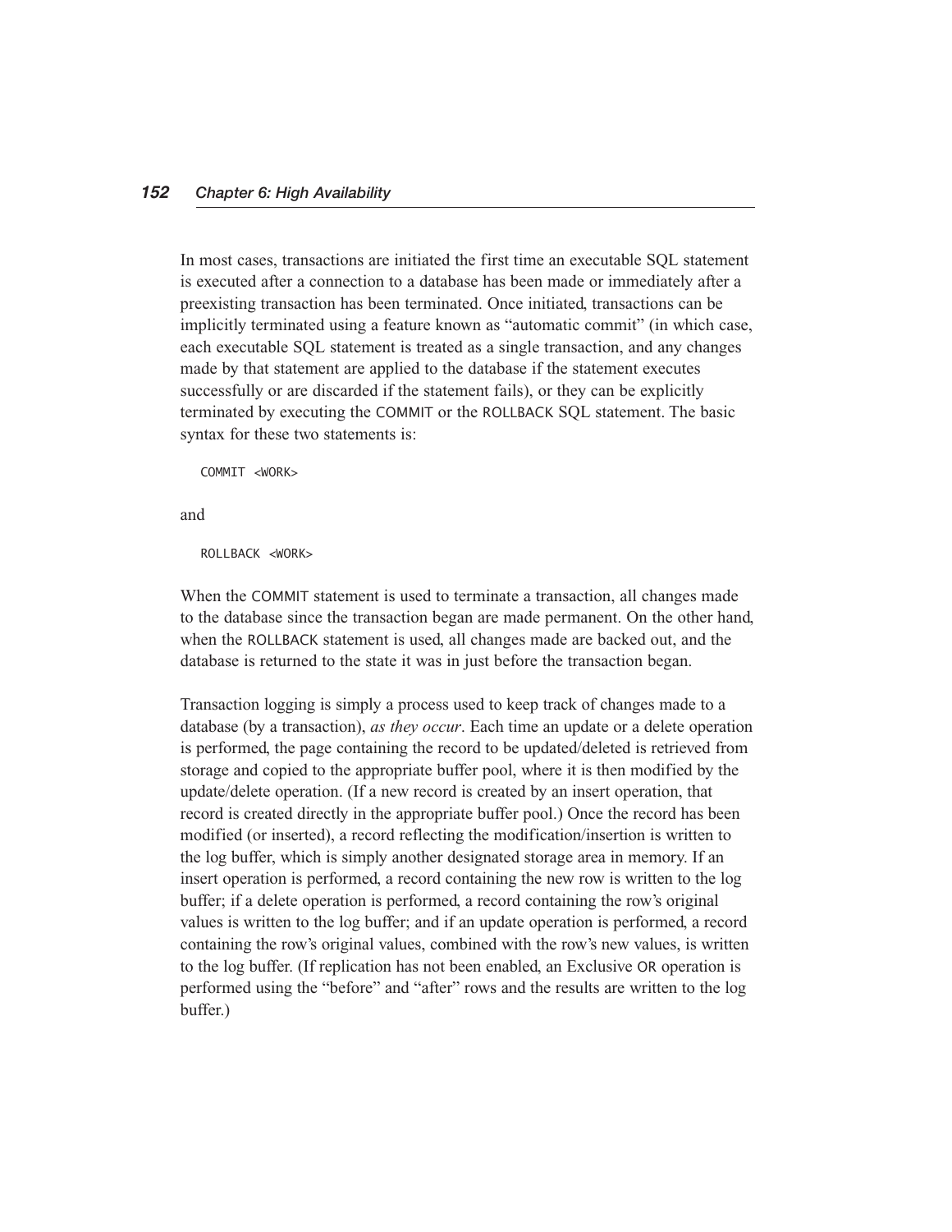In most cases, transactions are initiated the first time an executable SQL statement is executed after a connection to a database has been made or immediately after a preexisting transaction has been terminated. Once initiated, transactions can be implicitly terminated using a feature known as "automatic commit" (in which case, each executable SQL statement is treated as a single transaction, and any changes made by that statement are applied to the database if the statement executes successfully or are discarded if the statement fails), or they can be explicitly terminated by executing the COMMIT or the ROLLBACK SQL statement. The basic syntax for these two statements is:

```
COMMIT <WORK>
```

and

```
ROLLBACK <WORK>
```

When the COMMIT statement is used to terminate a transaction, all changes made to the database since the transaction began are made permanent. On the other hand, when the ROLLBACK statement is used, all changes made are backed out, and the database is returned to the state it was in just before the transaction began.

Transaction logging is simply a process used to keep track of changes made to a database (by a transaction), *as they occur*. Each time an update or a delete operation is performed, the page containing the record to be updated/deleted is retrieved from storage and copied to the appropriate buffer pool, where it is then modified by the update/delete operation. (If a new record is created by an insert operation, that record is created directly in the appropriate buffer pool.) Once the record has been modified (or inserted), a record reflecting the modification/insertion is written to the log buffer, which is simply another designated storage area in memory. If an insert operation is performed, a record containing the new row is written to the log buffer; if a delete operation is performed, a record containing the row's original values is written to the log buffer; and if an update operation is performed, a record containing the row's original values, combined with the row's new values, is written to the log buffer. (If replication has not been enabled, an Exclusive OR operation is performed using the "before" and "after" rows and the results are written to the log buffer.)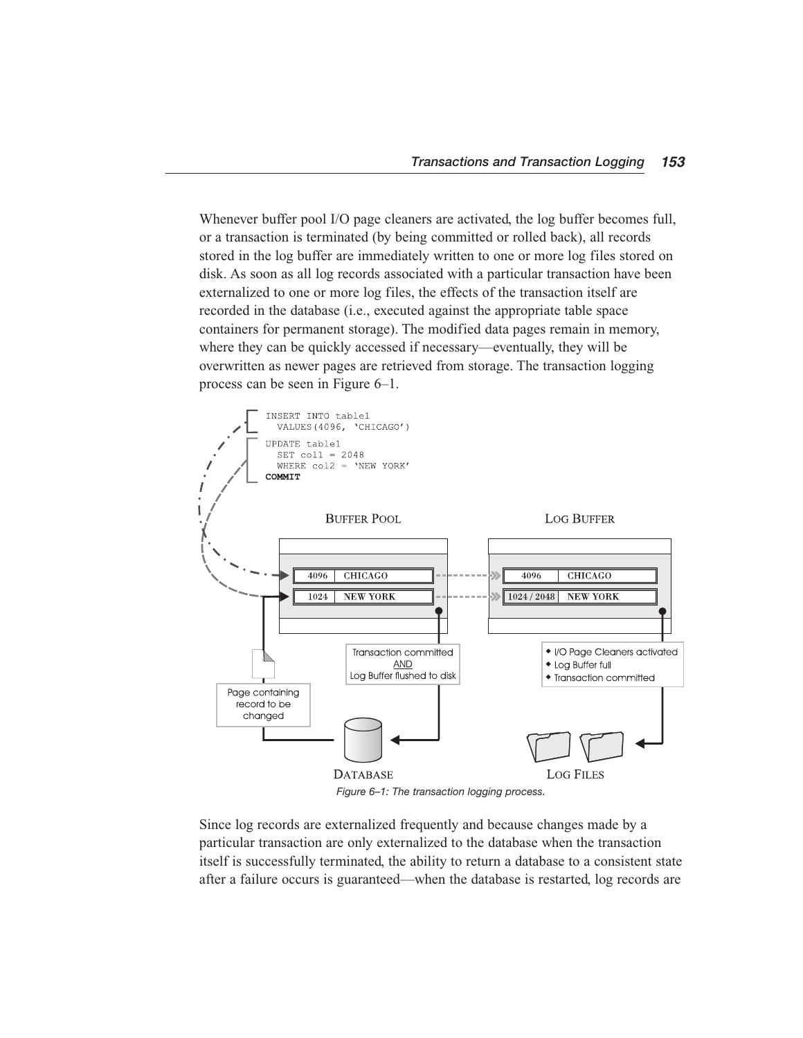Whenever buffer pool I/O page cleaners are activated, the log buffer becomes full, or a transaction is terminated (by being committed or rolled back), all records stored in the log buffer are immediately written to one or more log files stored on disk. As soon as all log records associated with a particular transaction have been externalized to one or more log files, the effects of the transaction itself are recorded in the database (i.e., executed against the appropriate table space containers for permanent storage). The modified data pages remain in memory, where they can be quickly accessed if necessary—eventually, they will be overwritten as newer pages are retrieved from storage. The transaction logging process can be seen in Figure 6–1.

```
INSERT INTO table1
  VALUES(4096, 'CHICAGO')
UPDATE table1
  SET col1 = 2048
  WHERE col2 = 'NEW YORK'
COMMIT
```

*Figure 6–1: The transaction logging process.*

Since log records are externalized frequently and because changes made by a particular transaction are only externalized to the database when the transaction itself is successfully terminated, the ability to return a database to a consistent state after a failure occurs is guaranteed—when the database is restarted, log records are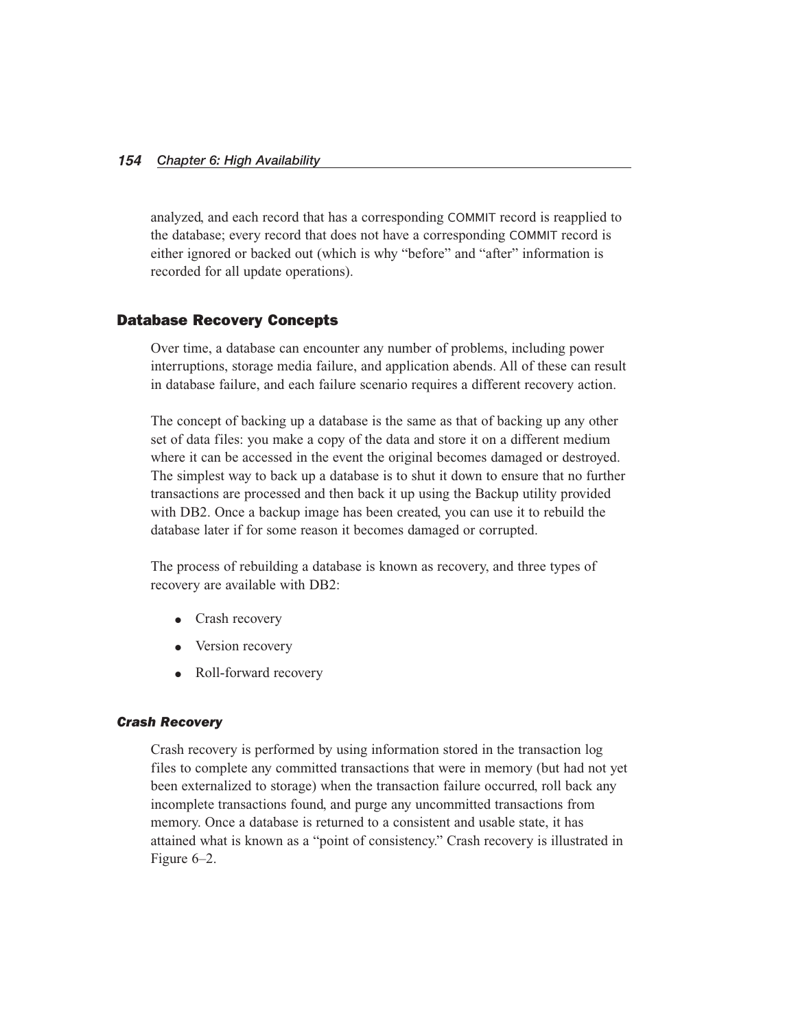analyzed, and each record that has a corresponding COMMIT record is reapplied to the database; every record that does not have a corresponding COMMIT record is either ignored or backed out (which is why "before" and "after" information is recorded for all update operations).

## Database Recovery Concepts

Over time, a database can encounter any number of problems, including power interruptions, storage media failure, and application abends. All of these can result in database failure, and each failure scenario requires a different recovery action.

The concept of backing up a database is the same as that of backing up any other set of data files: you make a copy of the data and store it on a different medium where it can be accessed in the event the original becomes damaged or destroyed. The simplest way to back up a database is to shut it down to ensure that no further transactions are processed and then back it up using the Backup utility provided with DB2. Once a backup image has been created, you can use it to rebuild the database later if for some reason it becomes damaged or corrupted.

The process of rebuilding a database is known as recovery, and three types of recovery are available with DB2:

- Crash recovery
- Version recovery
- Roll-forward recovery

### *Crash Recovery*

Crash recovery is performed by using information stored in the transaction log files to complete any committed transactions that were in memory (but had not yet been externalized to storage) when the transaction failure occurred, roll back any incomplete transactions found, and purge any uncommitted transactions from memory. Once a database is returned to a consistent and usable state, it has attained what is known as a "point of consistency." Crash recovery is illustrated in Figure 6–2.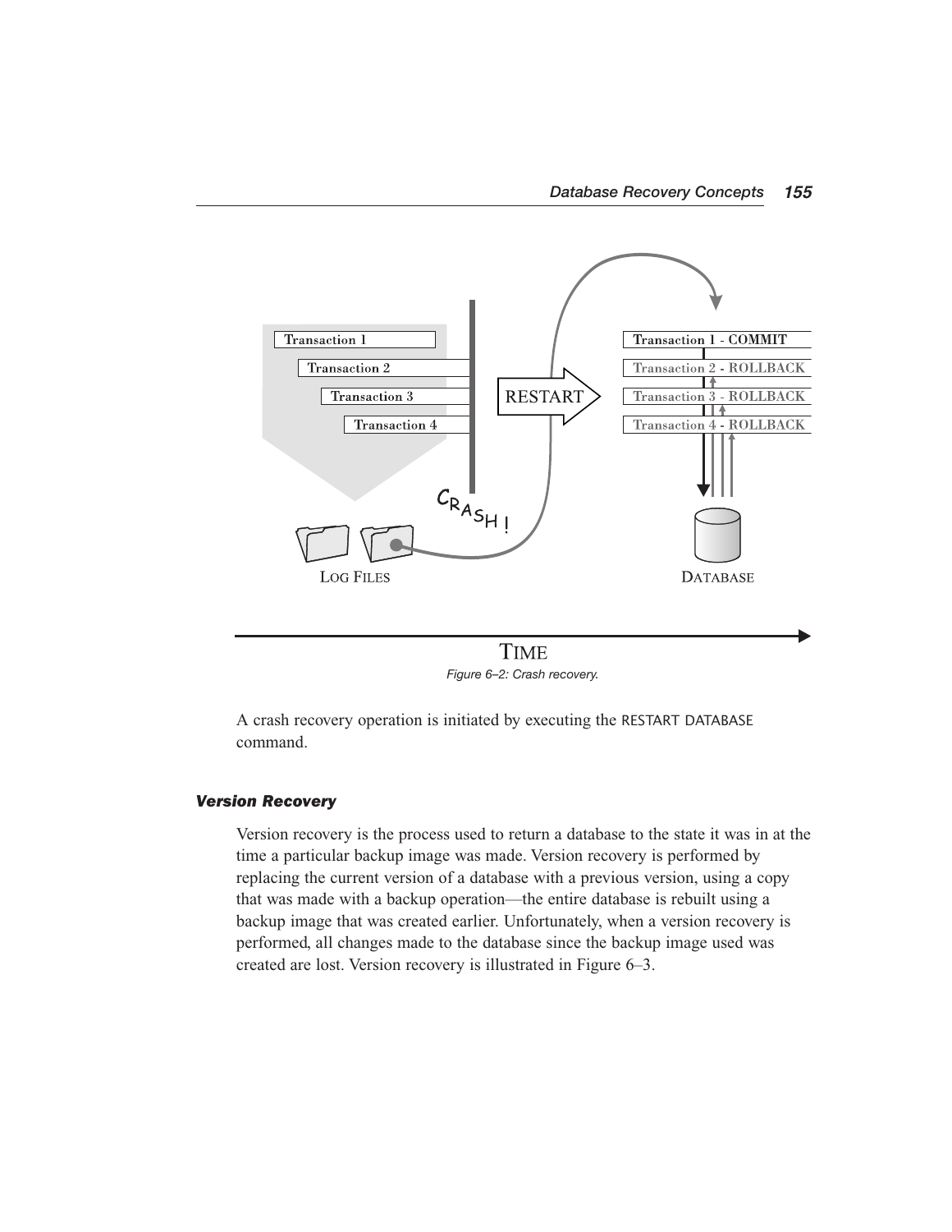Figure 6–2: Crash recovery.

A crash recovery operation is initiated by executing the RESTART DATABASE command.

### *Version Recovery*

Version recovery is the process used to return a database to the state it was in at the time a particular backup image was made. Version recovery is performed by replacing the current version of a database with a previous version, using a copy that was made with a backup operation—the entire database is rebuilt using a backup image that was created earlier. Unfortunately, when a version recovery is performed, all changes made to the database since the backup image used was created are lost. Version recovery is illustrated in Figure 6–3.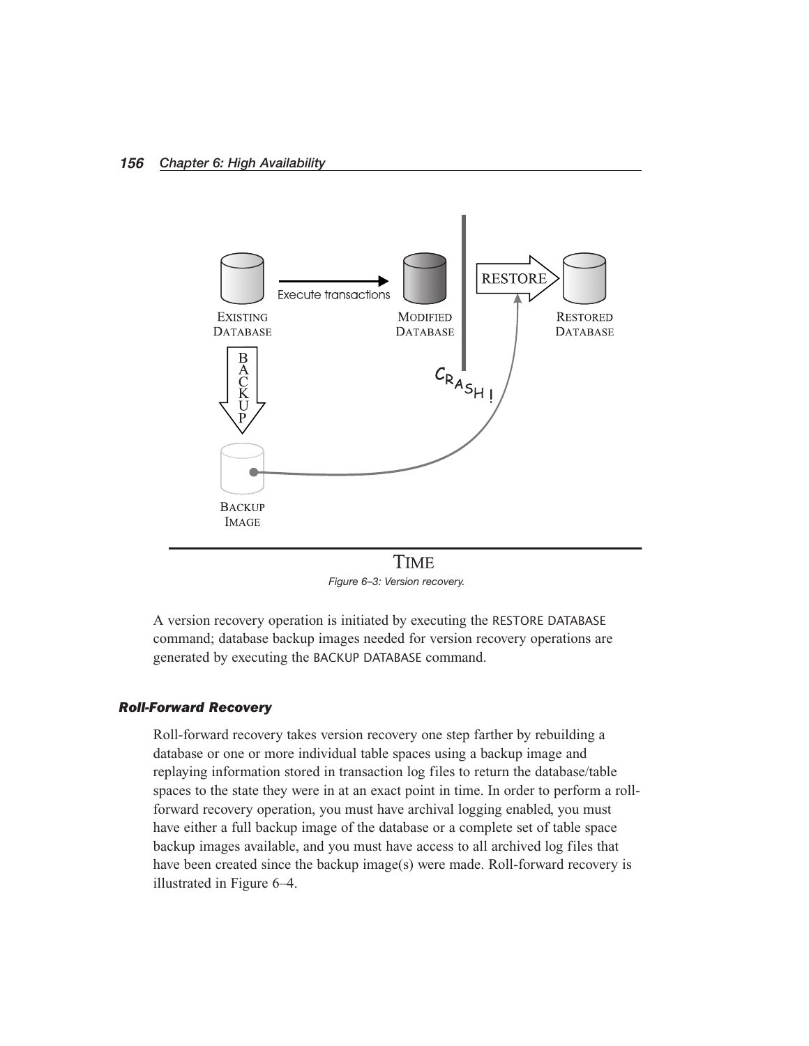Figure 6–3: Version recovery.

A version recovery operation is initiated by executing the RESTORE DATABASE command; database backup images needed for version recovery operations are generated by executing the BACKUP DATABASE command.

### *Roll-Forward Recovery*

Roll-forward recovery takes version recovery one step farther by rebuilding a database or one or more individual table spaces using a backup image and replaying information stored in transaction log files to return the database/table spaces to the state they were in at an exact point in time. In order to perform a roll-forward recovery operation, you must have archival logging enabled, you must have either a full backup image of the database or a complete set of table space backup images available, and you must have access to all archived log files that have been created since the backup image(s) were made. Roll-forward recovery is illustrated in Figure 6–4.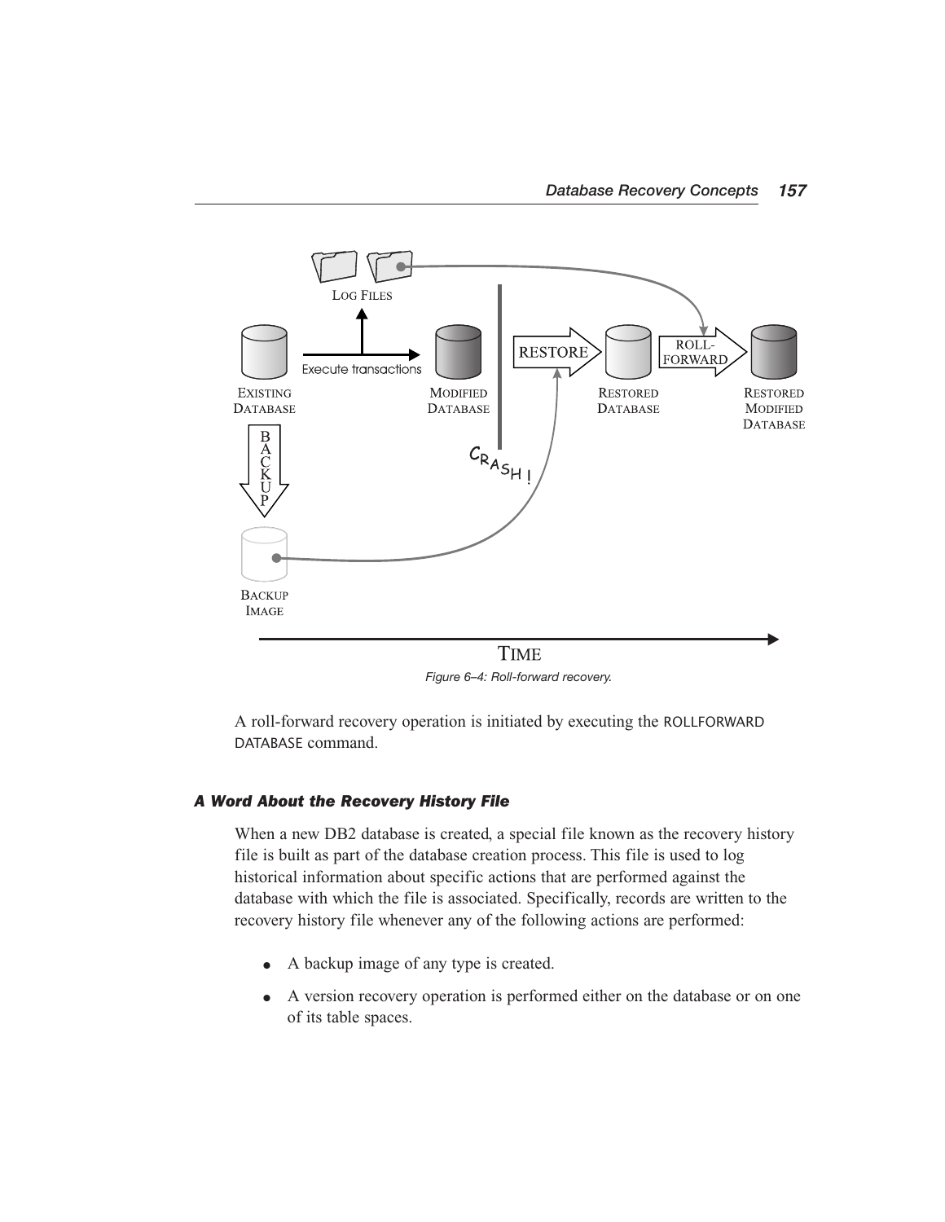Figure 6–4: Roll-forward recovery.

A roll-forward recovery operation is initiated by executing the ROLLFORWARD DATABASE command.

### *A Word About the Recovery History File*

When a new DB2 database is created, a special file known as the recovery history file is built as part of the database creation process. This file is used to log historical information about specific actions that are performed against the database with which the file is associated. Specifically, records are written to the recovery history file whenever any of the following actions are performed:

- A backup image of any type is created.
- A version recovery operation is performed either on the database or on one of its table spaces.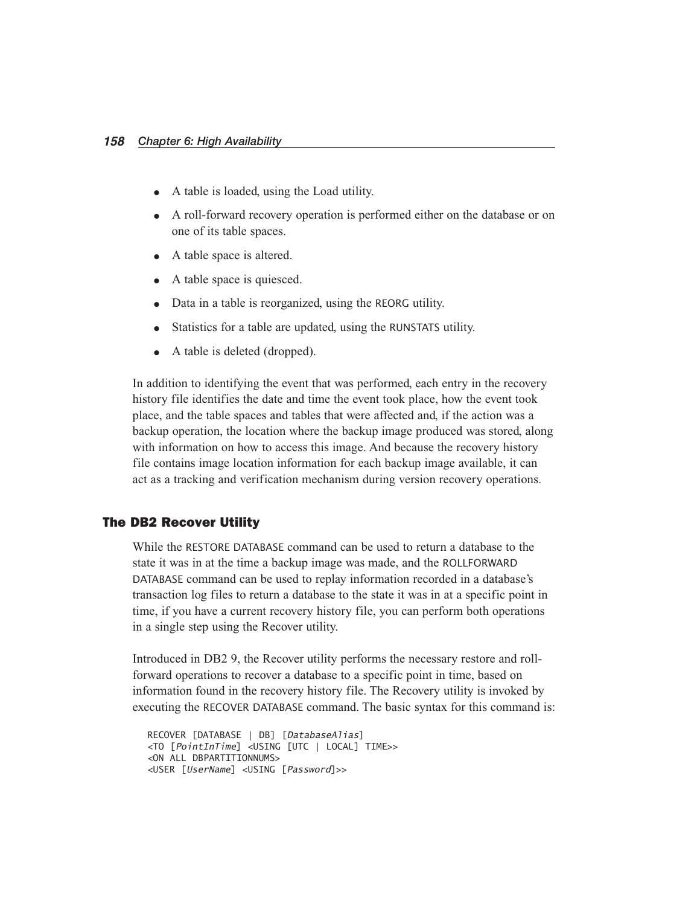- A table is loaded, using the Load utility.
- A roll-forward recovery operation is performed either on the database or on one of its table spaces.
- A table space is altered.
- A table space is quiesced.
- Data in a table is reorganized, using the REORG utility.
- Statistics for a table are updated, using the RUNSTATS utility.
- A table is deleted (dropped).

In addition to identifying the event that was performed, each entry in the recovery history file identifies the date and time the event took place, how the event took place, and the table spaces and tables that were affected and, if the action was a backup operation, the location where the backup image produced was stored, along with information on how to access this image. And because the recovery history file contains image location information for each backup image available, it can act as a tracking and verification mechanism during version recovery operations.

## The DB2 Recover Utility

While the RESTORE DATABASE command can be used to return a database to the state it was in at the time a backup image was made, and the ROLLFORWARD DATABASE command can be used to replay information recorded in a database's transaction log files to return a database to the state it was in at a specific point in time, if you have a current recovery history file, you can perform both operations in a single step using the Recover utility.

Introduced in DB2 9, the Recover utility performs the necessary restore and roll-forward operations to recover a database to a specific point in time, based on information found in the recovery history file. The Recovery utility is invoked by executing the RECOVER DATABASE command. The basic syntax for this command is:

```
RECOVER [DATABASE | DB] [DatabaseAlias]
<TO [PointInTime] <USING [UTC | LOCAL] TIME>>
<ON ALL DBPARTITIONNUMS>
<USER [UserName] <USING [Password]>>
```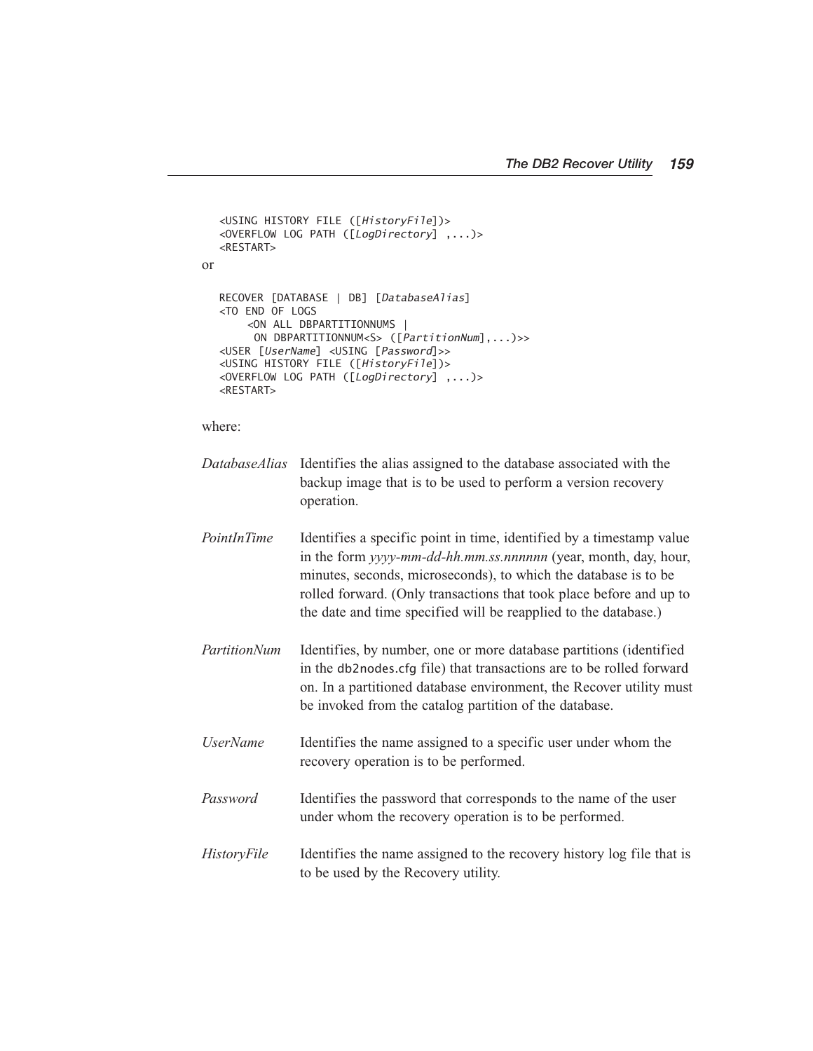```
<USING HISTORY FILE ([HistoryFile])>
<OVERFLOW LOG PATH ([LogDirectory] ,...)>
<RESTART>
```

or

```
RECOVER [DATABASE | DB] [DatabaseAlias]
<TO END OF LOGS
    <ON ALL DBPARTITIONNUMS |
     ON DBPARTITIONNUM<S> ([PartitionNum],...)>>
<USER [UserName] <USING [Password]>>
<USING HISTORY FILE ([HistoryFile])>
<OVERFLOW LOG PATH ([LogDirectory] ,...)>
<RESTART>
```

where:

*DatabaseAlias* Identifies the alias assigned to the database associated with the backup image that is to be used to perform a version recovery operation.

*PointInTime* Identifies a specific point in time, identified by a timestamp value in the form *yyyy-mm-dd-hh.mm.ss.nnnnnn* (year, month, day, hour, minutes, seconds, microseconds), to which the database is to be rolled forward. (Only transactions that took place before and up to the date and time specified will be reapplied to the database.)

*PartitionNum* Identifies, by number, one or more database partitions (identified in the db2nodes.cfg file) that transactions are to be rolled forward on. In a partitioned database environment, the Recover utility must be invoked from the catalog partition of the database.

*UserName* Identifies the name assigned to a specific user under whom the recovery operation is to be performed.

*Password* Identifies the password that corresponds to the name of the user under whom the recovery operation is to be performed.

*HistoryFile* Identifies the name assigned to the recovery history log file that is to be used by the Recovery utility.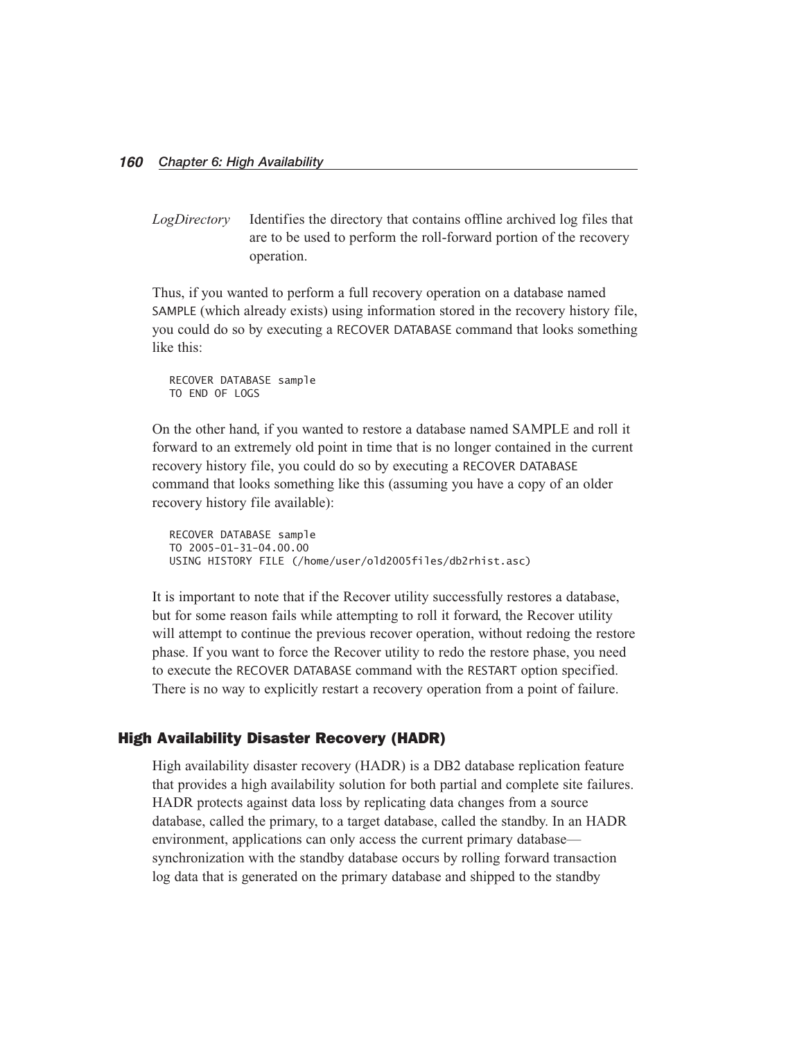*LogDirectory* Identifies the directory that contains offline archived log files that are to be used to perform the roll-forward portion of the recovery operation.

Thus, if you wanted to perform a full recovery operation on a database named SAMPLE (which already exists) using information stored in the recovery history file, you could do so by executing a RECOVER DATABASE command that looks something like this:

```
RECOVER DATABASE sample
TO END OF LOGS
```

On the other hand, if you wanted to restore a database named SAMPLE and roll it forward to an extremely old point in time that is no longer contained in the current recovery history file, you could do so by executing a RECOVER DATABASE command that looks something like this (assuming you have a copy of an older recovery history file available):

```
RECOVER DATABASE sample
TO 2005-01-31-04.00.00
USING HISTORY FILE (/home/user/old2005files/db2rhist.asc)
```

It is important to note that if the Recover utility successfully restores a database, but for some reason fails while attempting to roll it forward, the Recover utility will attempt to continue the previous recover operation, without redoing the restore phase. If you want to force the Recover utility to redo the restore phase, you need to execute the RECOVER DATABASE command with the RESTART option specified. There is no way to explicitly restart a recovery operation from a point of failure.

## High Availability Disaster Recovery (HADR)

High availability disaster recovery (HADR) is a DB2 database replication feature that provides a high availability solution for both partial and complete site failures. HADR protects against data loss by replicating data changes from a source database, called the primary, to a target database, called the standby. In an HADR environment, applications can only access the current primary database—synchronization with the standby database occurs by rolling forward transaction log data that is generated on the primary database and shipped to the standby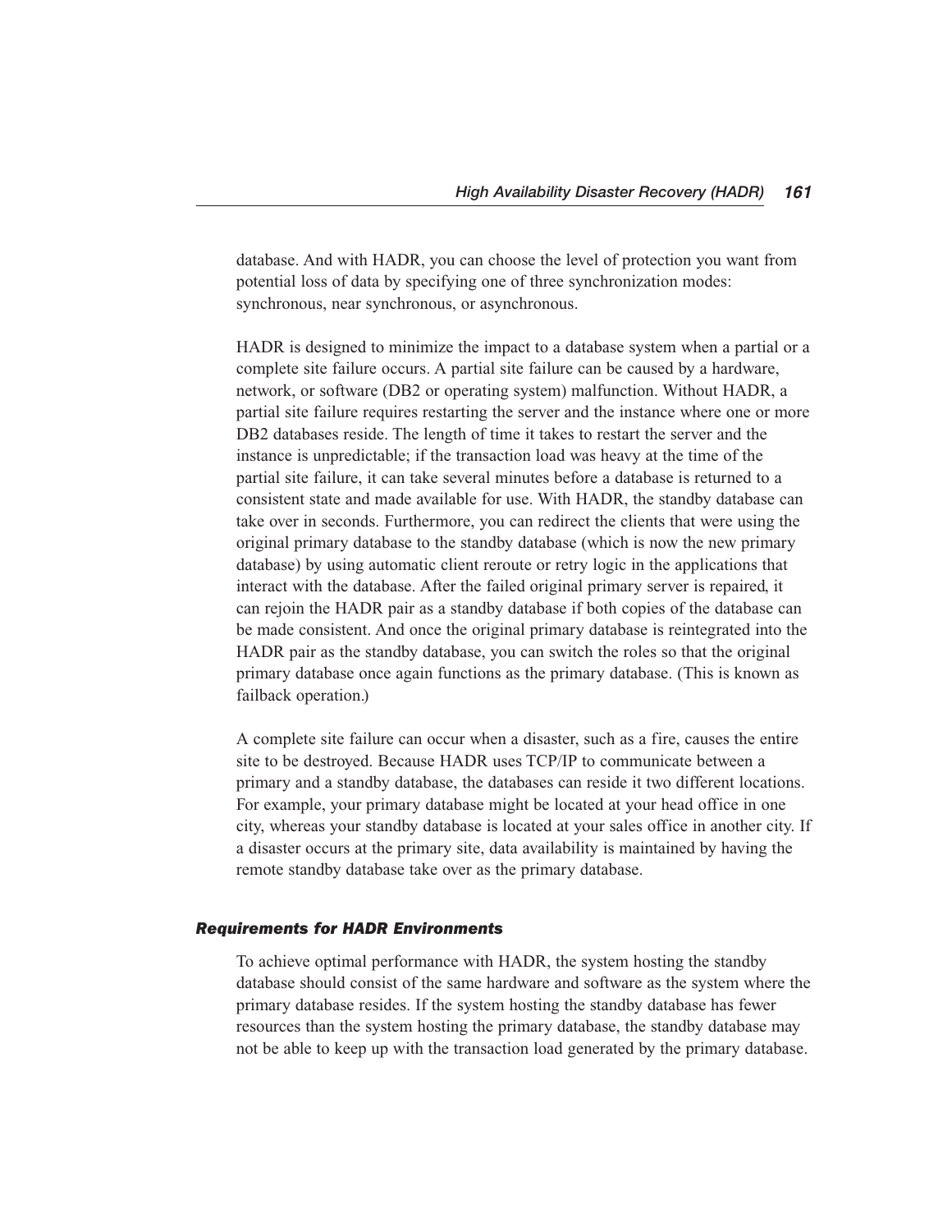database. And with HADR, you can choose the level of protection you want from potential loss of data by specifying one of three synchronization modes: synchronous, near synchronous, or asynchronous.

HADR is designed to minimize the impact to a database system when a partial or a complete site failure occurs. A partial site failure can be caused by a hardware, network, or software (DB2 or operating system) malfunction. Without HADR, a partial site failure requires restarting the server and the instance where one or more DB2 databases reside. The length of time it takes to restart the server and the instance is unpredictable; if the transaction load was heavy at the time of the partial site failure, it can take several minutes before a database is returned to a consistent state and made available for use. With HADR, the standby database can take over in seconds. Furthermore, you can redirect the clients that were using the original primary database to the standby database (which is now the new primary database) by using automatic client reroute or retry logic in the applications that interact with the database. After the failed original primary server is repaired, it can rejoin the HADR pair as a standby database if both copies of the database can be made consistent. And once the original primary database is reintegrated into the HADR pair as the standby database, you can switch the roles so that the original primary database once again functions as the primary database. (This is known as failback operation.)

A complete site failure can occur when a disaster, such as a fire, causes the entire site to be destroyed. Because HADR uses TCP/IP to communicate between a primary and a standby database, the databases can reside it two different locations. For example, your primary database might be located at your head office in one city, whereas your standby database is located at your sales office in another city. If a disaster occurs at the primary site, data availability is maintained by having the remote standby database take over as the primary database.

### *Requirements for HADR Environments*

To achieve optimal performance with HADR, the system hosting the standby database should consist of the same hardware and software as the system where the primary database resides. If the system hosting the standby database has fewer resources than the system hosting the primary database, the standby database may not be able to keep up with the transaction load generated by the primary database.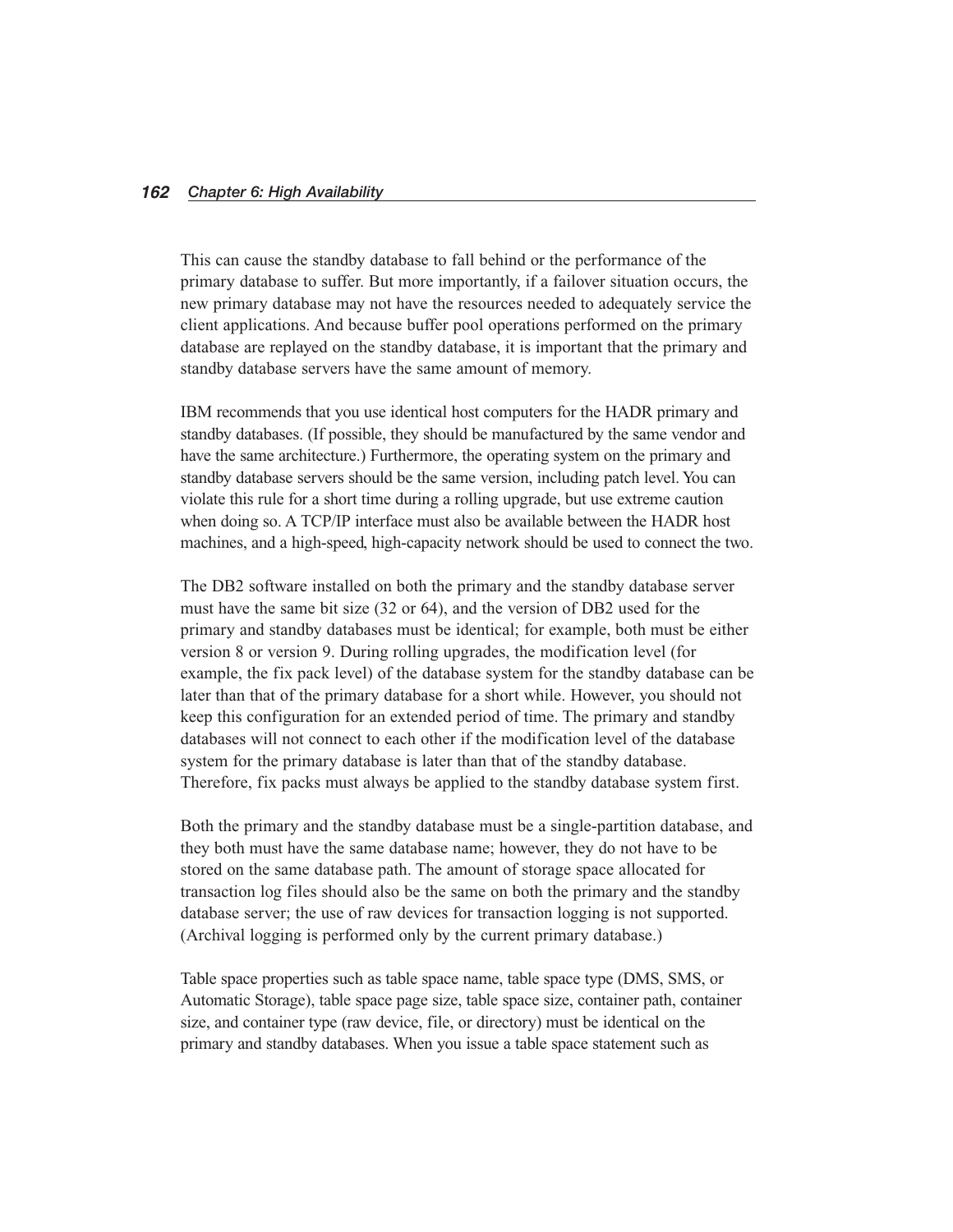This can cause the standby database to fall behind or the performance of the primary database to suffer. But more importantly, if a failover situation occurs, the new primary database may not have the resources needed to adequately service the client applications. And because buffer pool operations performed on the primary database are replayed on the standby database, it is important that the primary and standby database servers have the same amount of memory.

IBM recommends that you use identical host computers for the HADR primary and standby databases. (If possible, they should be manufactured by the same vendor and have the same architecture.) Furthermore, the operating system on the primary and standby database servers should be the same version, including patch level. You can violate this rule for a short time during a rolling upgrade, but use extreme caution when doing so. A TCP/IP interface must also be available between the HADR host machines, and a high-speed, high-capacity network should be used to connect the two.

The DB2 software installed on both the primary and the standby database server must have the same bit size (32 or 64), and the version of DB2 used for the primary and standby databases must be identical; for example, both must be either version 8 or version 9. During rolling upgrades, the modification level (for example, the fix pack level) of the database system for the standby database can be later than that of the primary database for a short while. However, you should not keep this configuration for an extended period of time. The primary and standby databases will not connect to each other if the modification level of the database system for the primary database is later than that of the standby database. Therefore, fix packs must always be applied to the standby database system first.

Both the primary and the standby database must be a single-partition database, and they both must have the same database name; however, they do not have to be stored on the same database path. The amount of storage space allocated for transaction log files should also be the same on both the primary and the standby database server; the use of raw devices for transaction logging is not supported. (Archival logging is performed only by the current primary database.)

Table space properties such as table space name, table space type (DMS, SMS, or Automatic Storage), table space page size, table space size, container path, container size, and container type (raw device, file, or directory) must be identical on the primary and standby databases. When you issue a table space statement such as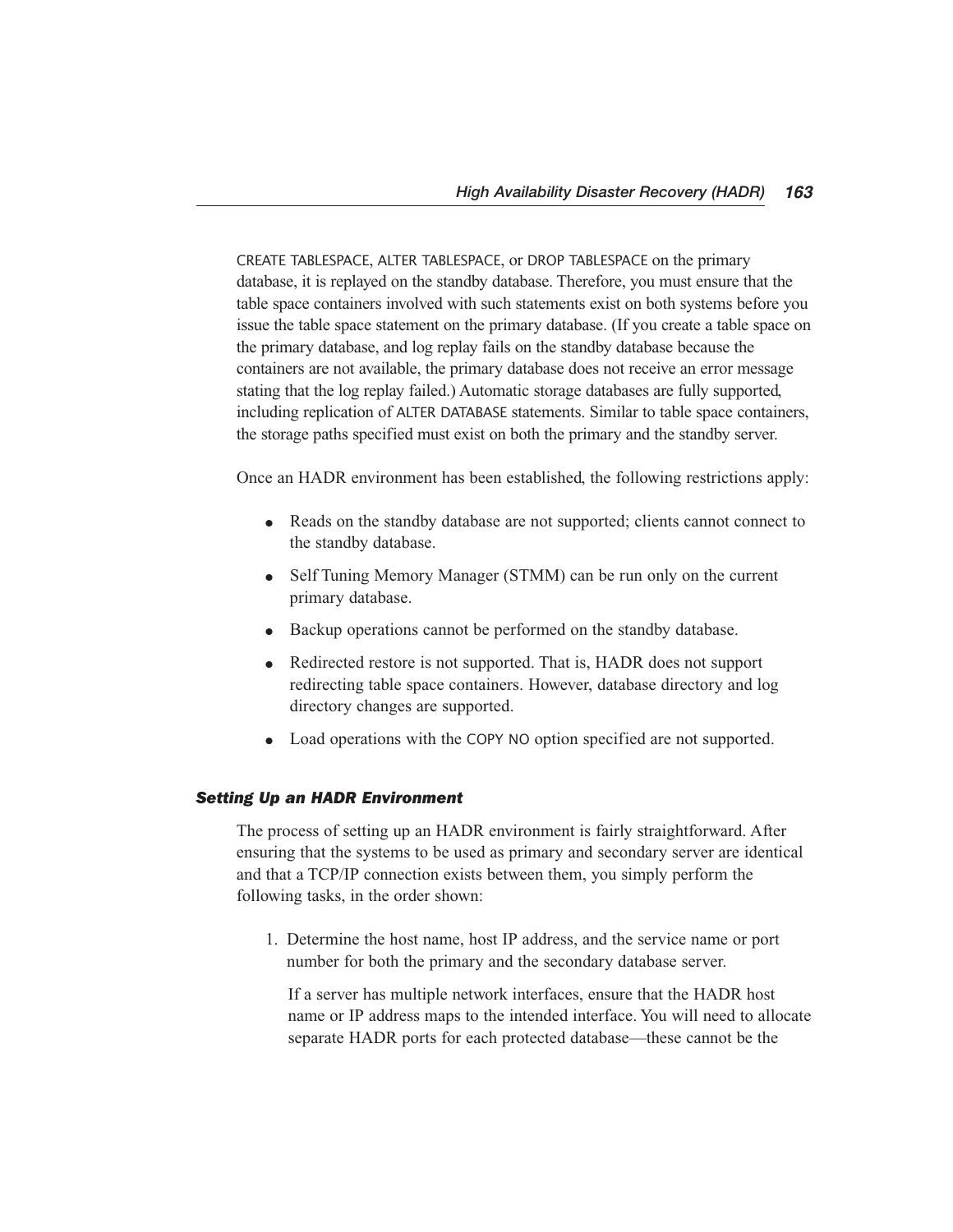CREATE TABLESPACE, ALTER TABLESPACE, or DROP TABLESPACE on the primary database, it is replayed on the standby database. Therefore, you must ensure that the table space containers involved with such statements exist on both systems before you issue the table space statement on the primary database. (If you create a table space on the primary database, and log replay fails on the standby database because the containers are not available, the primary database does not receive an error message stating that the log replay failed.) Automatic storage databases are fully supported, including replication of ALTER DATABASE statements. Similar to table space containers, the storage paths specified must exist on both the primary and the standby server.

Once an HADR environment has been established, the following restrictions apply:

- Reads on the standby database are not supported; clients cannot connect to the standby database.
- Self Tuning Memory Manager (STMM) can be run only on the current primary database.
- Backup operations cannot be performed on the standby database.
- Redirected restore is not supported. That is, HADR does not support redirecting table space containers. However, database directory and log directory changes are supported.
- Load operations with the COPY NO option specified are not supported.

### *Setting Up an HADR Environment*

The process of setting up an HADR environment is fairly straightforward. After ensuring that the systems to be used as primary and secondary server are identical and that a TCP/IP connection exists between them, you simply perform the following tasks, in the order shown:

1. Determine the host name, host IP address, and the service name or port number for both the primary and the secondary database server.

   If a server has multiple network interfaces, ensure that the HADR host name or IP address maps to the intended interface. You will need to allocate separate HADR ports for each protected database—these cannot be the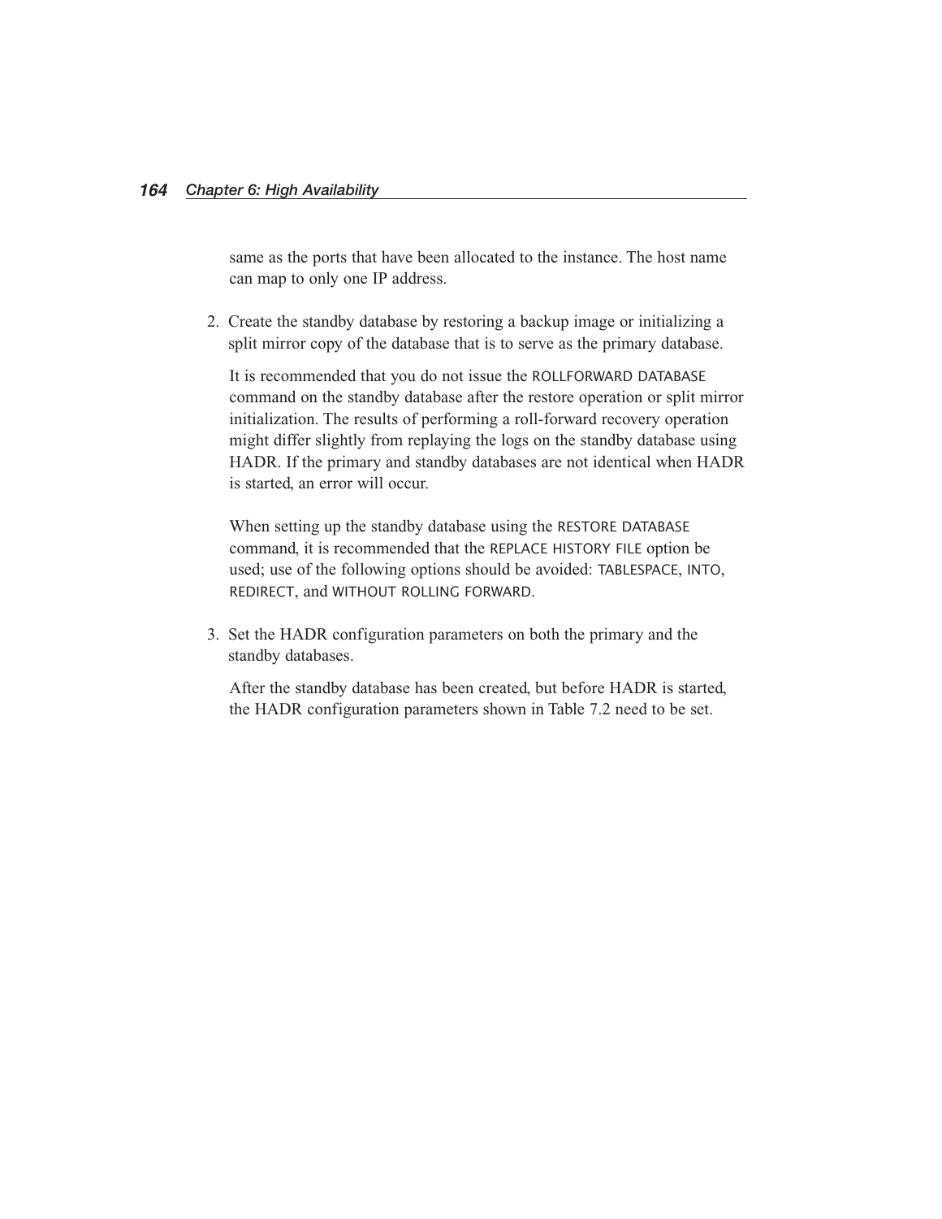same as the ports that have been allocated to the instance. The host name can map to only one IP address.

2. Create the standby database by restoring a backup image or initializing a split mirror copy of the database that is to serve as the primary database.

   It is recommended that you do not issue the ROLLFORWARD DATABASE command on the standby database after the restore operation or split mirror initialization. The results of performing a roll-forward recovery operation might differ slightly from replaying the logs on the standby database using HADR. If the primary and standby databases are not identical when HADR is started, an error will occur.

   When setting up the standby database using the RESTORE DATABASE command, it is recommended that the REPLACE HISTORY FILE option be used; use of the following options should be avoided: TABLESPACE, INTO, REDIRECT, and WITHOUT ROLLING FORWARD.

3. Set the HADR configuration parameters on both the primary and the standby databases.

   After the standby database has been created, but before HADR is started, the HADR configuration parameters shown in Table 7.2 need to be set.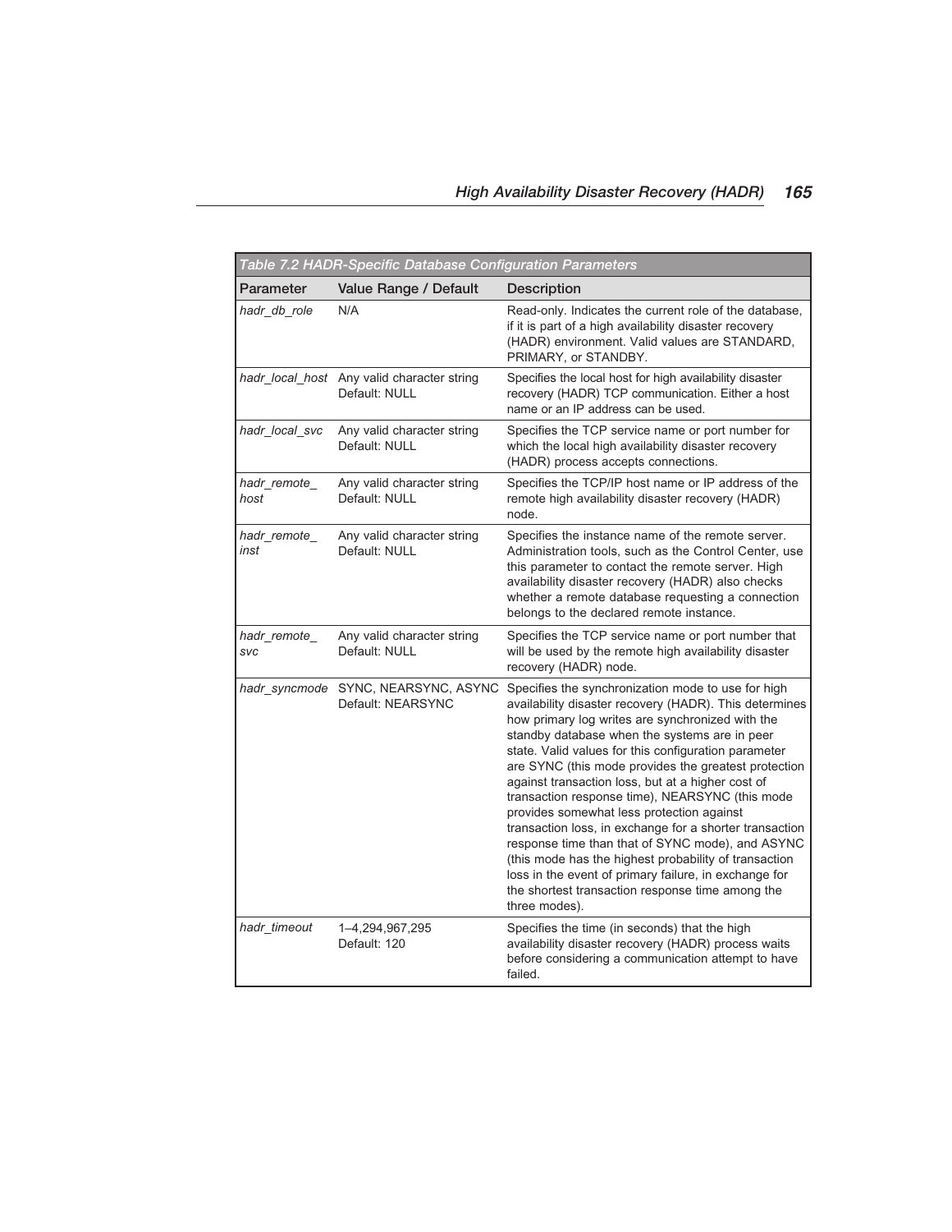*Table 7.2 HADR-Specific Database Configuration Parameters*

| Parameter | Value Range / Default | Description |
|---|---|---|
| *hadr_db_role* | N/A | Read-only. Indicates the current role of the database, if it is part of a high availability disaster recovery (HADR) environment. Valid values are STANDARD, PRIMARY, or STANDBY. |
| *hadr_local_host* | Any valid character string<br>Default: NULL | Specifies the local host for high availability disaster recovery (HADR) TCP communication. Either a host name or an IP address can be used. |
| *hadr_local_svc* | Any valid character string<br>Default: NULL | Specifies the TCP service name or port number for which the local high availability disaster recovery (HADR) process accepts connections. |
| *hadr_remote_host* | Any valid character string<br>Default: NULL | Specifies the TCP/IP host name or IP address of the remote high availability disaster recovery (HADR) node. |
| *hadr_remote_inst* | Any valid character string<br>Default: NULL | Specifies the instance name of the remote server. Administration tools, such as the Control Center, use this parameter to contact the remote server. High availability disaster recovery (HADR) also checks whether a remote database requesting a connection belongs to the declared remote instance. |
| *hadr_remote_svc* | Any valid character string<br>Default: NULL | Specifies the TCP service name or port number that will be used by the remote high availability disaster recovery (HADR) node. |
| *hadr_syncmode* | SYNC, NEARSYNC, ASYNC<br>Default: NEARSYNC | Specifies the synchronization mode to use for high availability disaster recovery (HADR). This determines how primary log writes are synchronized with the standby database when the systems are in peer state. Valid values for this configuration parameter are SYNC (this mode provides the greatest protection against transaction loss, but at a higher cost of transaction response time), NEARSYNC (this mode provides somewhat less protection against transaction loss, in exchange for a shorter transaction response time than that of SYNC mode), and ASYNC (this mode has the highest probability of transaction loss in the event of primary failure, in exchange for the shortest transaction response time among the three modes). |
| *hadr_timeout* | 1–4,294,967,295<br>Default: 120 | Specifies the time (in seconds) that the high availability disaster recovery (HADR) process waits before considering a communication attempt to have failed. |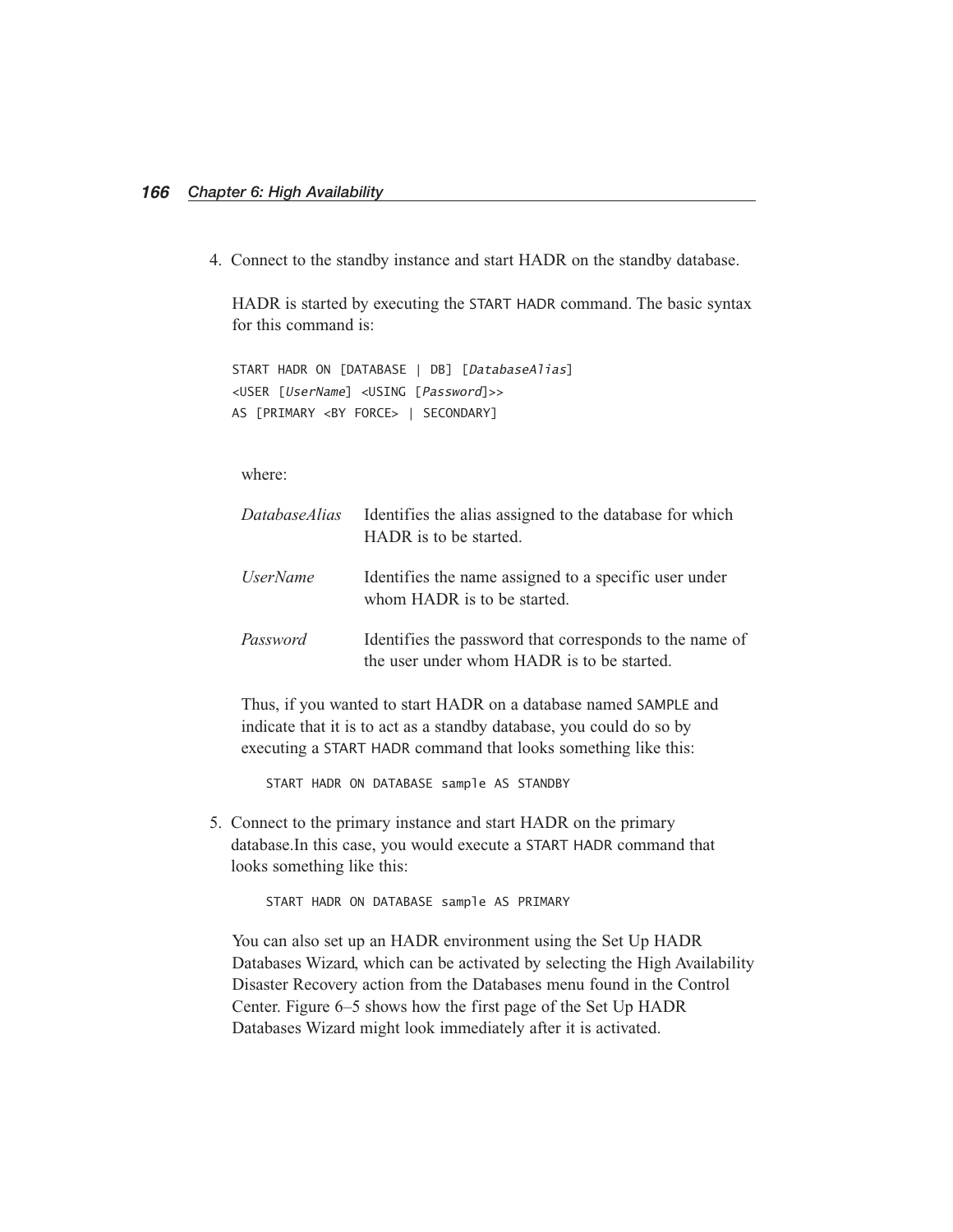4. Connect to the standby instance and start HADR on the standby database.

   HADR is started by executing the START HADR command. The basic syntax for this command is:

   ```
   START HADR ON [DATABASE | DB] [DatabaseAlias]
   <USER [UserName] <USING [Password]>>
   AS [PRIMARY <BY FORCE> | SECONDARY]
   ```

   where:

   | | |
   |---|---|
   | *DatabaseAlias* | Identifies the alias assigned to the database for which HADR is to be started. |
   | *UserName* | Identifies the name assigned to a specific user under whom HADR is to be started. |
   | *Password* | Identifies the password that corresponds to the name of the user under whom HADR is to be started. |

   Thus, if you wanted to start HADR on a database named SAMPLE and indicate that it is to act as a standby database, you could do so by executing a START HADR command that looks something like this:

   ```
   START HADR ON DATABASE sample AS STANDBY
   ```

5. Connect to the primary instance and start HADR on the primary database.In this case, you would execute a START HADR command that looks something like this:

   ```
   START HADR ON DATABASE sample AS PRIMARY
   ```

   You can also set up an HADR environment using the Set Up HADR Databases Wizard, which can be activated by selecting the High Availability Disaster Recovery action from the Databases menu found in the Control Center. Figure 6–5 shows how the first page of the Set Up HADR Databases Wizard might look immediately after it is activated.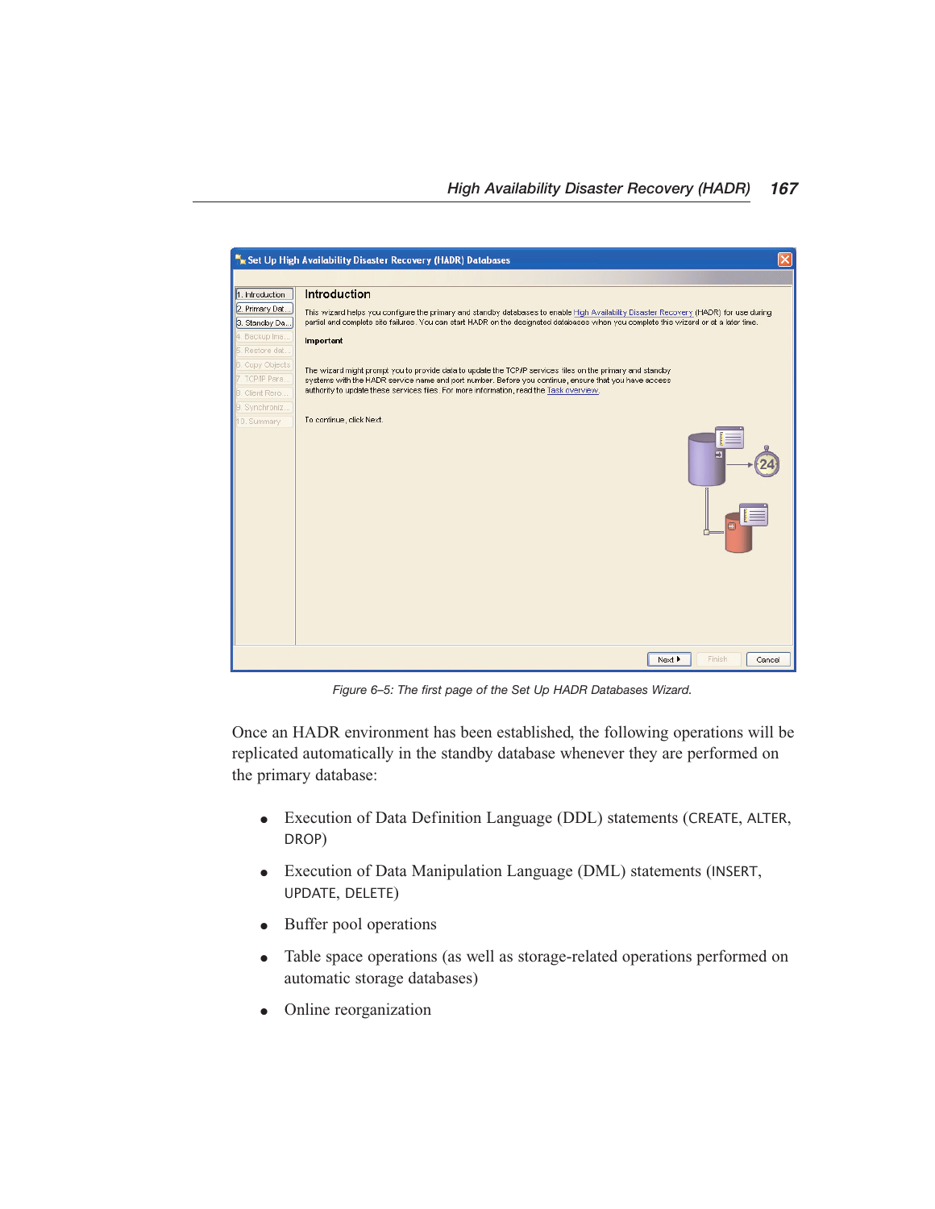Figure 6–5: The first page of the Set Up HADR Databases Wizard.

Once an HADR environment has been established, the following operations will be replicated automatically in the standby database whenever they are performed on the primary database:

- Execution of Data Definition Language (DDL) statements (CREATE, ALTER, DROP)
- Execution of Data Manipulation Language (DML) statements (INSERT, UPDATE, DELETE)
- Buffer pool operations
- Table space operations (as well as storage-related operations performed on automatic storage databases)
- Online reorganization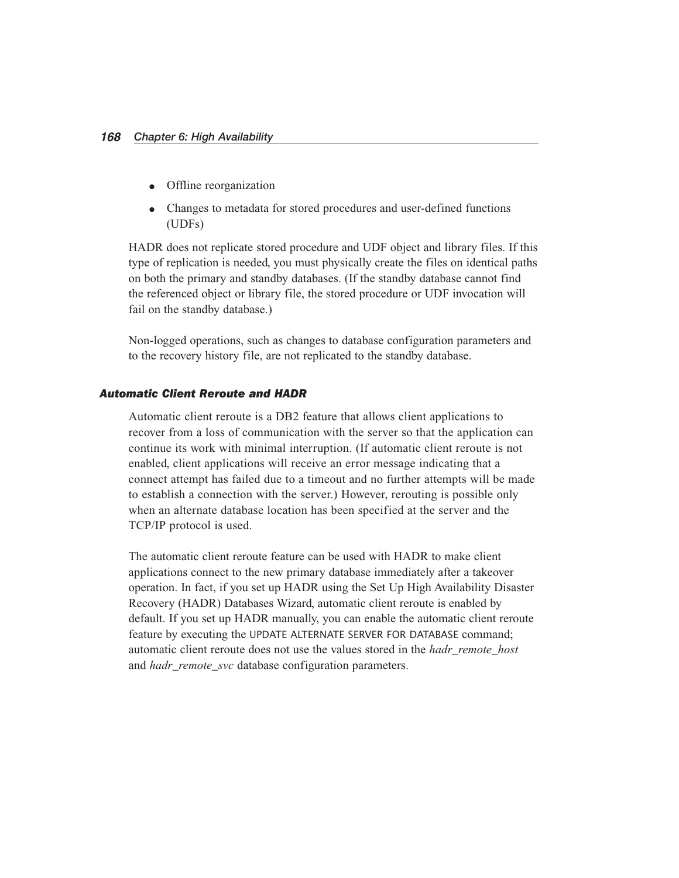- Offline reorganization
- Changes to metadata for stored procedures and user-defined functions (UDFs)

HADR does not replicate stored procedure and UDF object and library files. If this type of replication is needed, you must physically create the files on identical paths on both the primary and standby databases. (If the standby database cannot find the referenced object or library file, the stored procedure or UDF invocation will fail on the standby database.)

Non-logged operations, such as changes to database configuration parameters and to the recovery history file, are not replicated to the standby database.

### Automatic Client Reroute and HADR

Automatic client reroute is a DB2 feature that allows client applications to recover from a loss of communication with the server so that the application can continue its work with minimal interruption. (If automatic client reroute is not enabled, client applications will receive an error message indicating that a connect attempt has failed due to a timeout and no further attempts will be made to establish a connection with the server.) However, rerouting is possible only when an alternate database location has been specified at the server and the TCP/IP protocol is used.

The automatic client reroute feature can be used with HADR to make client applications connect to the new primary database immediately after a takeover operation. In fact, if you set up HADR using the Set Up High Availability Disaster Recovery (HADR) Databases Wizard, automatic client reroute is enabled by default. If you set up HADR manually, you can enable the automatic client reroute feature by executing the UPDATE ALTERNATE SERVER FOR DATABASE command; automatic client reroute does not use the values stored in the *hadr_remote_host* and *hadr_remote_svc* database configuration parameters.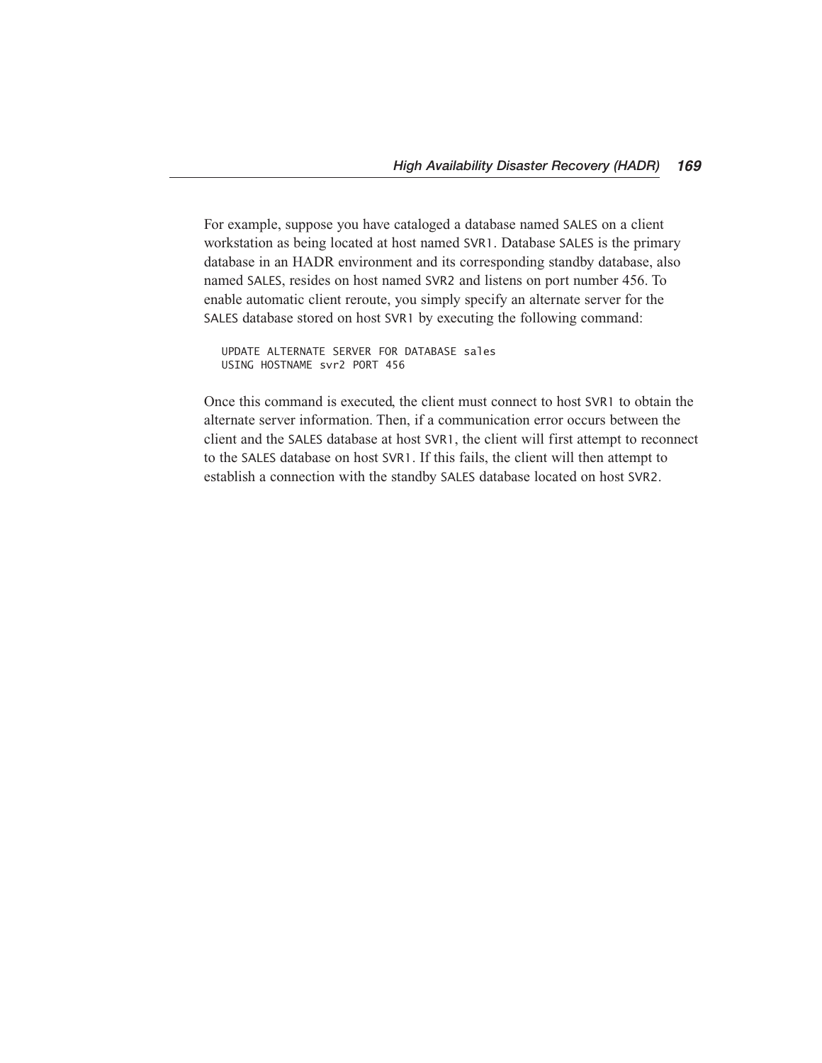For example, suppose you have cataloged a database named SALES on a client workstation as being located at host named SVR1. Database SALES is the primary database in an HADR environment and its corresponding standby database, also named SALES, resides on host named SVR2 and listens on port number 456. To enable automatic client reroute, you simply specify an alternate server for the SALES database stored on host SVR1 by executing the following command:

```
UPDATE ALTERNATE SERVER FOR DATABASE sales
USING HOSTNAME svr2 PORT 456
```

Once this command is executed, the client must connect to host SVR1 to obtain the alternate server information. Then, if a communication error occurs between the client and the SALES database at host SVR1, the client will first attempt to reconnect to the SALES database on host SVR1. If this fails, the client will then attempt to establish a connection with the standby SALES database located on host SVR2.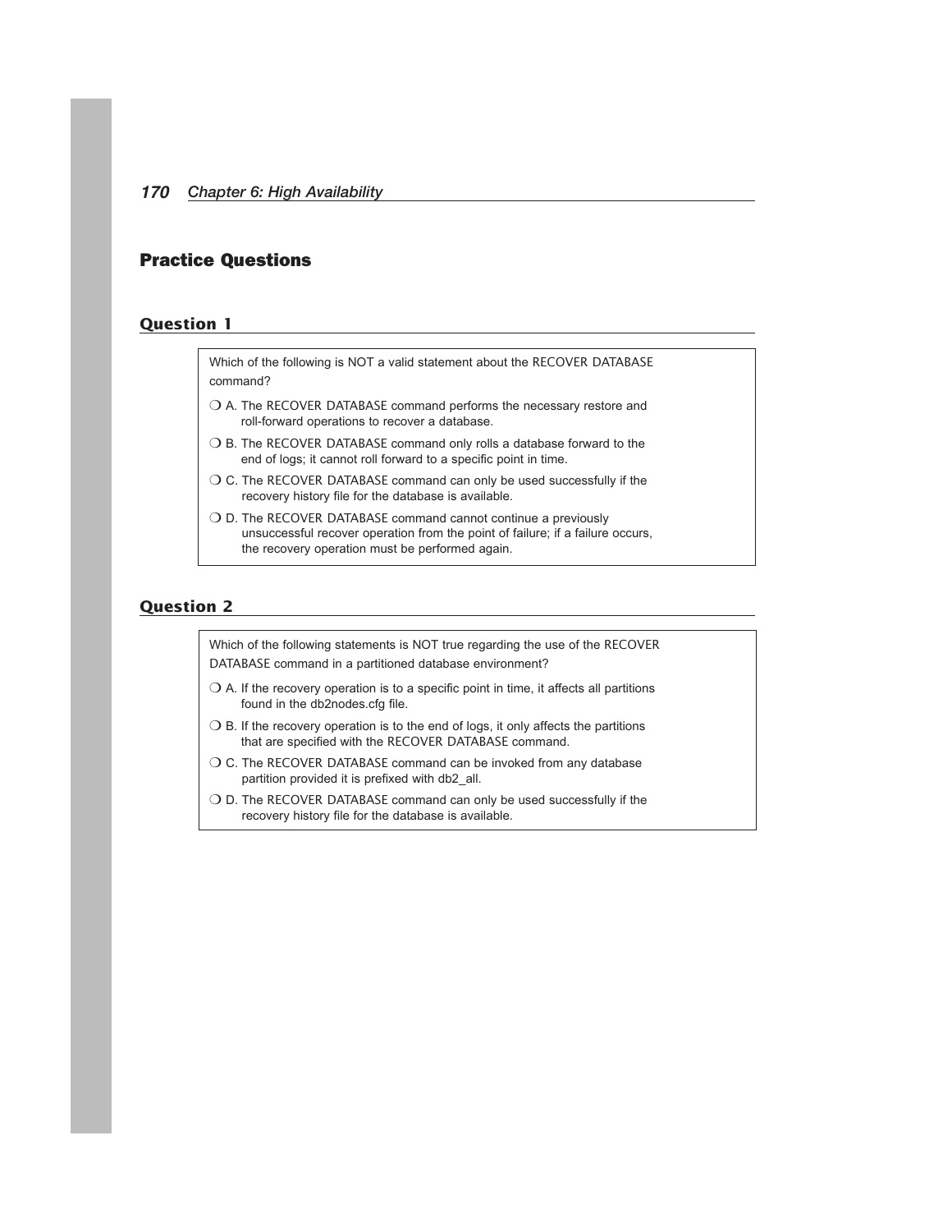## Practice Questions

### Question 1

Which of the following is NOT a valid statement about the RECOVER DATABASE command?

- ❍ A. The RECOVER DATABASE command performs the necessary restore and roll-forward operations to recover a database.
- ❍ B. The RECOVER DATABASE command only rolls a database forward to the end of logs; it cannot roll forward to a specific point in time.
- ❍ C. The RECOVER DATABASE command can only be used successfully if the recovery history file for the database is available.
- ❍ D. The RECOVER DATABASE command cannot continue a previously unsuccessful recover operation from the point of failure; if a failure occurs, the recovery operation must be performed again.

### Question 2

Which of the following statements is NOT true regarding the use of the RECOVER DATABASE command in a partitioned database environment?

- ❍ A. If the recovery operation is to a specific point in time, it affects all partitions found in the db2nodes.cfg file.
- ❍ B. If the recovery operation is to the end of logs, it only affects the partitions that are specified with the RECOVER DATABASE command.
- ❍ C. The RECOVER DATABASE command can be invoked from any database partition provided it is prefixed with db2_all.
- ❍ D. The RECOVER DATABASE command can only be used successfully if the recovery history file for the database is available.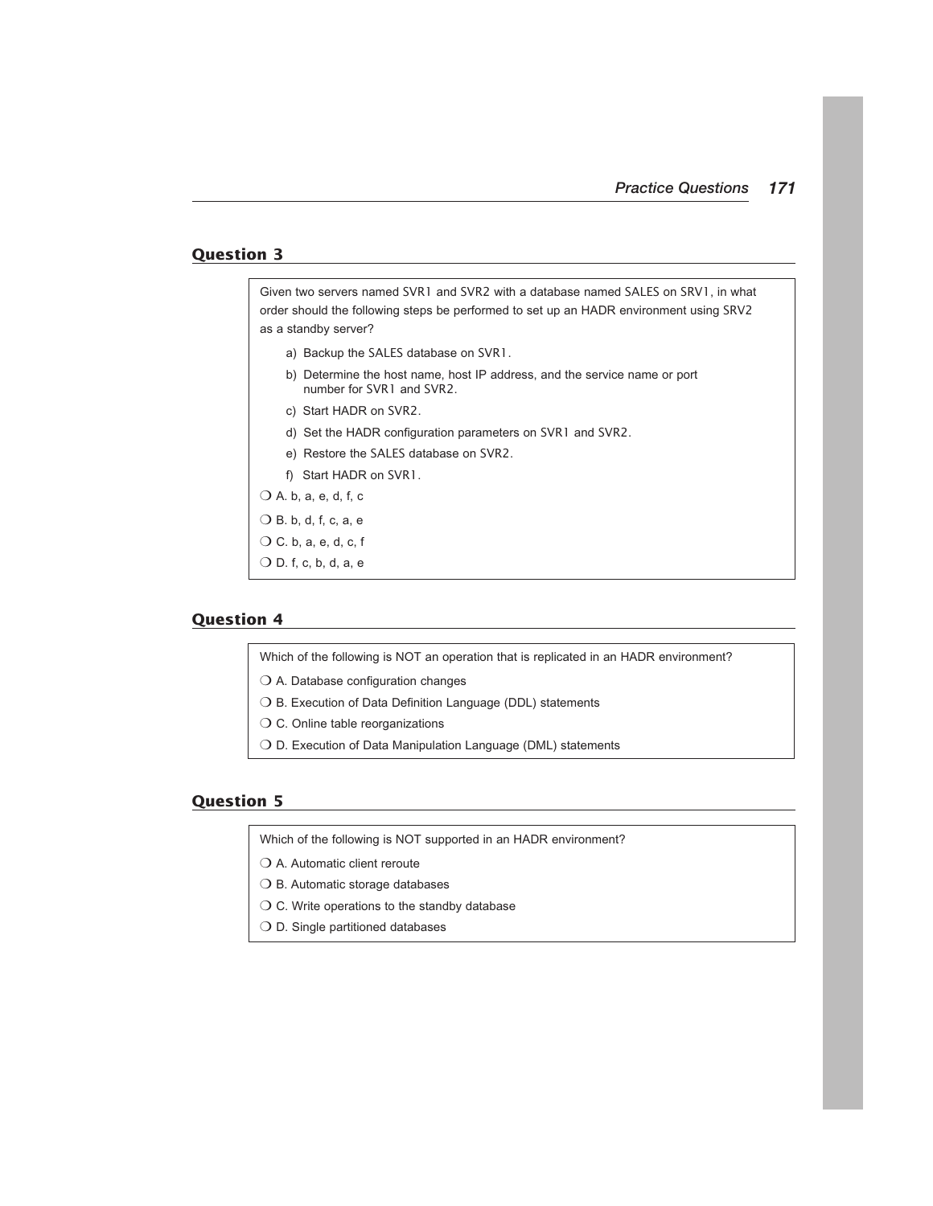## Question 3

Given two servers named SVR1 and SVR2 with a database named SALES on SRV1, in what order should the following steps be performed to set up an HADR environment using SRV2 as a standby server?

a) Backup the SALES database on SVR1.

b) Determine the host name, host IP address, and the service name or port number for SVR1 and SVR2.

c) Start HADR on SVR2.

d) Set the HADR configuration parameters on SVR1 and SVR2.

e) Restore the SALES database on SVR2.

f) Start HADR on SVR1.

❍ A. b, a, e, d, f, c

❍ B. b, d, f, c, a, e

❍ C. b, a, e, d, c, f

❍ D. f, c, b, d, a, e

## Question 4

Which of the following is NOT an operation that is replicated in an HADR environment?

❍ A. Database configuration changes

❍ B. Execution of Data Definition Language (DDL) statements

❍ C. Online table reorganizations

❍ D. Execution of Data Manipulation Language (DML) statements

## Question 5

Which of the following is NOT supported in an HADR environment?

❍ A. Automatic client reroute

❍ B. Automatic storage databases

❍ C. Write operations to the standby database

❍ D. Single partitioned databases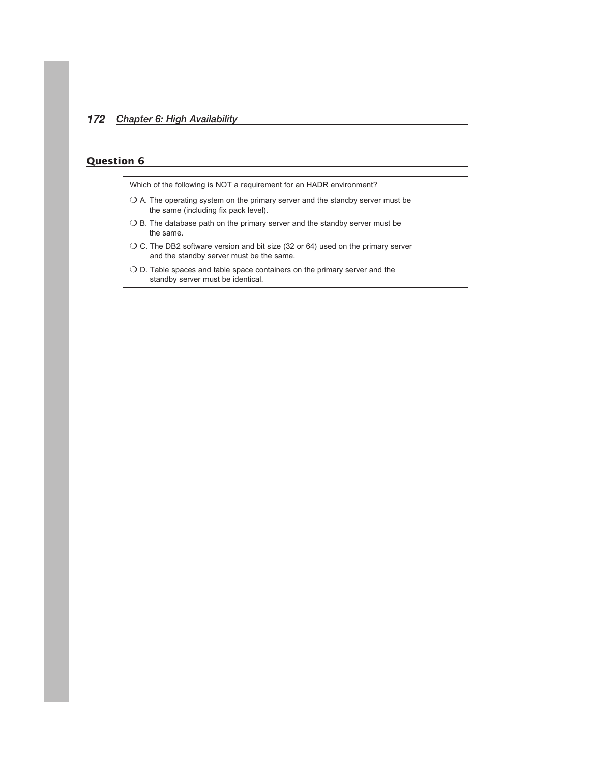## Question 6

Which of the following is NOT a requirement for an HADR environment?

❍ A. The operating system on the primary server and the standby server must be the same (including fix pack level).

❍ B. The database path on the primary server and the standby server must be the same.

❍ C. The DB2 software version and bit size (32 or 64) used on the primary server and the standby server must be the same.

❍ D. Table spaces and table space containers on the primary server and the standby server must be identical.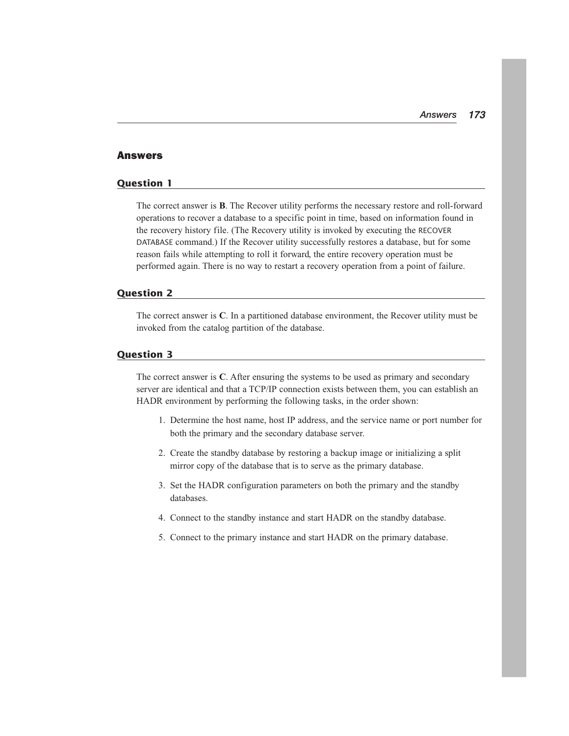## Answers

### Question 1

The correct answer is **B**. The Recover utility performs the necessary restore and roll-forward operations to recover a database to a specific point in time, based on information found in the recovery history file. (The Recovery utility is invoked by executing the RECOVER DATABASE command.) If the Recover utility successfully restores a database, but for some reason fails while attempting to roll it forward, the entire recovery operation must be performed again. There is no way to restart a recovery operation from a point of failure.

### Question 2

The correct answer is **C**. In a partitioned database environment, the Recover utility must be invoked from the catalog partition of the database.

### Question 3

The correct answer is **C**. After ensuring the systems to be used as primary and secondary server are identical and that a TCP/IP connection exists between them, you can establish an HADR environment by performing the following tasks, in the order shown:

1. Determine the host name, host IP address, and the service name or port number for both the primary and the secondary database server.
2. Create the standby database by restoring a backup image or initializing a split mirror copy of the database that is to serve as the primary database.
3. Set the HADR configuration parameters on both the primary and the standby databases.
4. Connect to the standby instance and start HADR on the standby database.
5. Connect to the primary instance and start HADR on the primary database.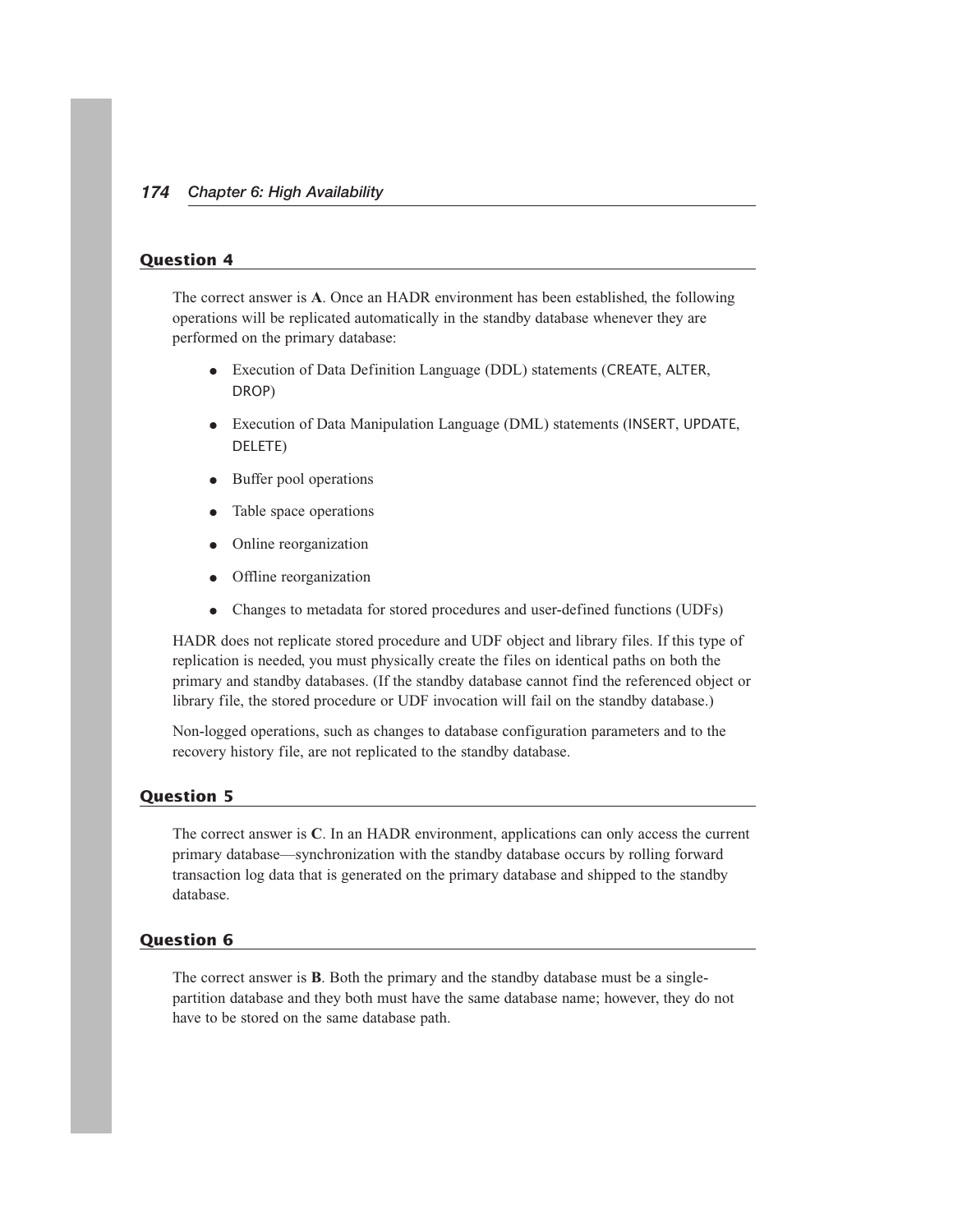## Question 4

The correct answer is **A**. Once an HADR environment has been established, the following operations will be replicated automatically in the standby database whenever they are performed on the primary database:

- Execution of Data Definition Language (DDL) statements (CREATE, ALTER, DROP)
- Execution of Data Manipulation Language (DML) statements (INSERT, UPDATE, DELETE)
- Buffer pool operations
- Table space operations
- Online reorganization
- Offline reorganization
- Changes to metadata for stored procedures and user-defined functions (UDFs)

HADR does not replicate stored procedure and UDF object and library files. If this type of replication is needed, you must physically create the files on identical paths on both the primary and standby databases. (If the standby database cannot find the referenced object or library file, the stored procedure or UDF invocation will fail on the standby database.)

Non-logged operations, such as changes to database configuration parameters and to the recovery history file, are not replicated to the standby database.

## Question 5

The correct answer is **C**. In an HADR environment, applications can only access the current primary database—synchronization with the standby database occurs by rolling forward transaction log data that is generated on the primary database and shipped to the standby database.

## Question 6

The correct answer is **B**. Both the primary and the standby database must be a single-partition database and they both must have the same database name; however, they do not have to be stored on the same database path.